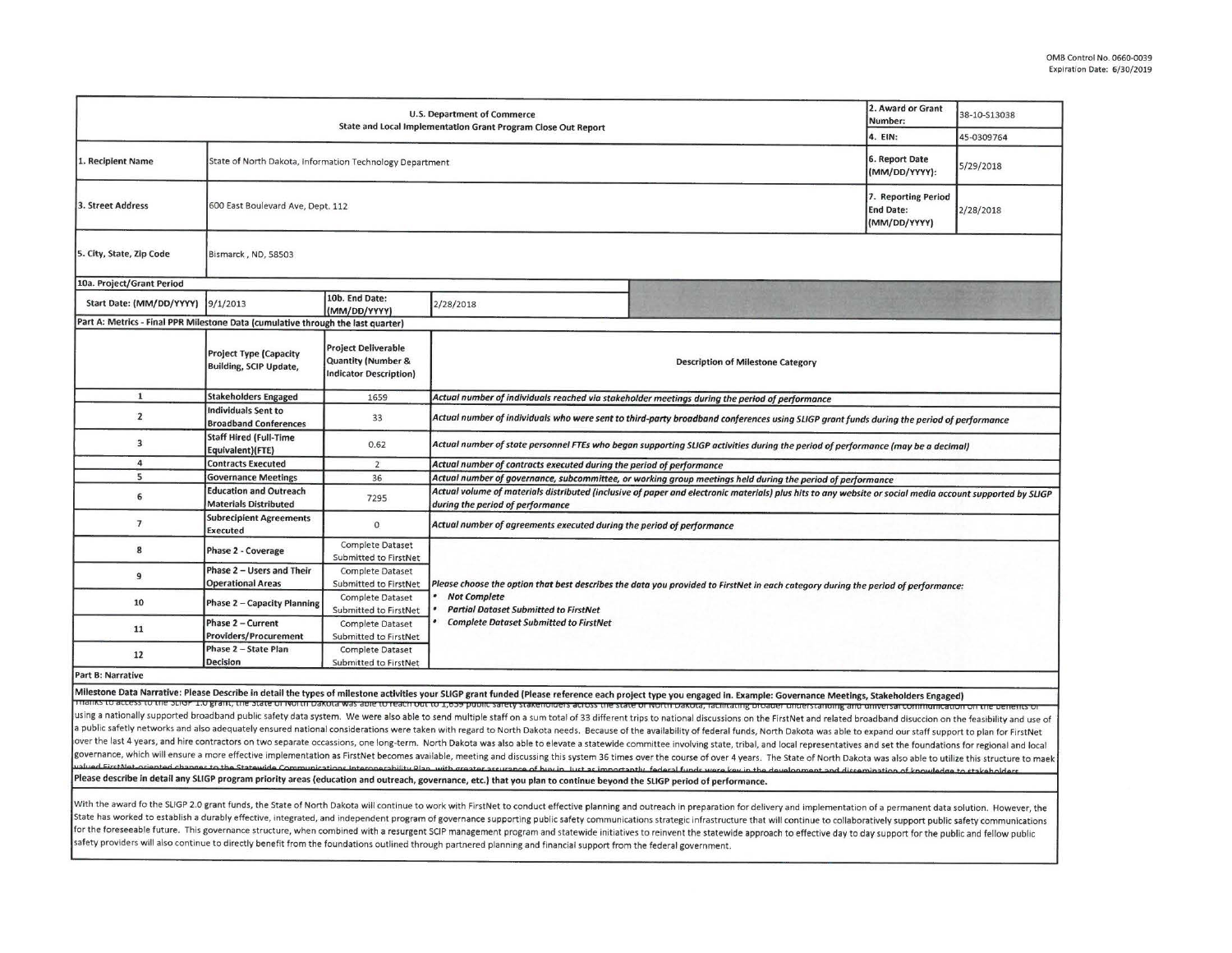OMB Control No. 0660-0039
Expiration Date: 6/30/2019

| U.S. Department of Commerce<br>State and Local Implementation Grant Program Close Out Report | | | | 2. Award or Grant Number: | 38-10-S13038 |
|---|---|---|---|---|---|
| | | | | 4. EIN: | 45-0309764 |
| 1. Recipient Name | State of North Dakota, Information Technology Department | | | 6. Report Date (MM/DD/YYYY): | 5/29/2018 |
| 3. Street Address | 600 East Boulevard Ave, Dept. 112 | | | 7. Reporting Period End Date: (MM/DD/YYYY) | 2/28/2018 |
| 5. City, State, Zip Code | Bismarck , ND, 58503 | | | | |
| 10a. Project/Grant Period | | | | | |
| Start Date: (MM/DD/YYYY) | 9/1/2013 | 10b. End Date: (MM/DD/YYYY) | 2/28/2018 | | |

**Part A: Metrics - Final PPR Milestone Data (cumulative through the last quarter)**

| | Project Type (Capacity Building, SCIP Update, | Project Deliverable Quantity (Number & Indicator Description) | Description of Milestone Category |
|---|---|---|---|
| 1 | Stakeholders Engaged | 1659 | *Actual number of individuals reached via stakeholder meetings during the period of performance* |
| 2 | Individuals Sent to Broadband Conferences | 33 | *Actual number of individuals who were sent to third-party broadband conferences using SLIGP grant funds during the period of performance* |
| 3 | Staff Hired (Full-Time Equivalent)(FTE) | 0.62 | *Actual number of state personnel FTEs who began supporting SLIGP activities during the period of performance (may be a decimal)* |
| 4 | Contracts Executed | 2 | *Actual number of contracts executed during the period of performance* |
| 5 | Governance Meetings | 36 | *Actual number of governance, subcommittee, or working group meetings held during the period of performance* |
| 6 | Education and Outreach Materials Distributed | 7295 | *Actual volume of materials distributed (inclusive of paper and electronic materials) plus hits to any website or social media account supported by SLIGP during the period of performance* |
| 7 | Subrecipient Agreements Executed | 0 | *Actual number of agreements executed during the period of performance* |
| 8 | Phase 2 - Coverage | Complete Dataset Submitted to FirstNet | *Please choose the option that best describes the data you provided to FirstNet in each category during the period of performance:*<br>• *Not Complete*<br>• *Partial Dataset Submitted to FirstNet*<br>• *Complete Dataset Submitted to FirstNet* |
| 9 | Phase 2 – Users and Their Operational Areas | Complete Dataset Submitted to FirstNet | |
| 10 | Phase 2 – Capacity Planning | Complete Dataset Submitted to FirstNet | |
| 11 | Phase 2 – Current Providers/Procurement | Complete Dataset Submitted to FirstNet | |
| 12 | Phase 2 – State Plan Decision | Complete Dataset Submitted to FirstNet | |

**Part B: Narrative**

**Milestone Data Narrative: Please Describe in detail the types of milestone activities your SLIGP grant funded (Please reference each project type you engaged in. Example: Governance Meetings, Stakeholders Engaged)**

Thanks to access to the SLIGP 1.0 grant, the State of North Dakota was able to reach out to 1,659 public safety stakeholders across the State of North Dakota, facilitating broader understanding and universal communication on the benefits of using a nationally supported broadband public safety data system. We were also able to send multiple staff on a sum total of 33 different trips to national discussions on the FirstNet and related broadband disuccion on the feasibility and use of a public safetly networks and also adequately ensured national considerations were taken with regard to North Dakota needs. Because of the availability of federal funds, North Dakota was able to expand our staff support to plan for FirstNet over the last 4 years, and hire contractors on two separate occassions, one long-term. North Dakota was also able to elevate a statewide committee involving state, tribal, and local representatives and set the foundations for regional and local governance, which will ensure a more effective implementation as FirstNet becomes available, meeting and discussing this system 36 times over the course of over 4 years. The State of North Dakota was also able to utilize this structure to maek valued FirstNet-oriented changes to the Statewide Communications Interoperability Plan, with greater assurance of buy in. Just as importantly, federal funds were key in the development and dissemination of knowledge to stakeholders.

**Please describe in detail any SLIGP program priority areas (education and outreach, governance, etc.) that you plan to continue beyond the SLIGP period of performance.**

With the award fo the SLIGP 2.0 grant funds, the State of North Dakota will continue to work with FirstNet to conduct effective planning and outreach in preparation for delivery and implementation of a permanent data solution. However, the State has worked to establish a durably effective, integrated, and independent program of governance supporting public safety communications strategic infrastructure that will continue to collaboratively support public safety communications for the foreseeable future. This governance structure, when combined with a resurgent SCIP management program and statewide initiatives to reinvent the statewide approach to effective day to day support for the public and fellow public safety providers will also continue to directly benefit from the foundations outlined through partnered planning and financial support from the federal government.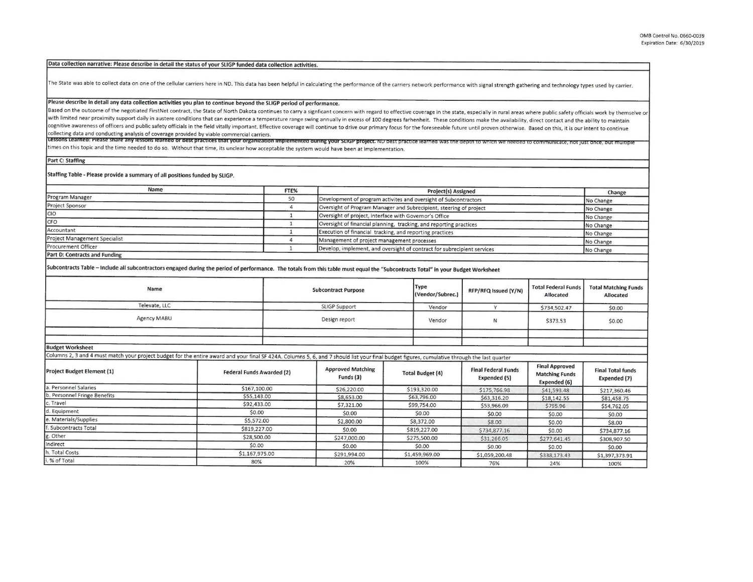**Data collection narrative: Please describe in detail the status of your SLIGP funded data collection activities.**

The State was able to collect data on one of the cellular carriers here in ND. This data has been helpful in calculating the performance of the carriers network performance with signal strength gathering and technology types used by carrier.

**Please describe in detail any data collection activities you plan to continue beyond the SLIGP period of performance.**

Based on the outcome of the negotiated FirstNet contract, the State of North Dakota continues to carry a signficant concern with regard to effective coverage in the state, especially in rural areas where public safety officials work by themselve or with limited near proximity support daily in austere conditions that can experience a temperature range swing annually in excess of 100 degrees farhenheit. These conditions make the availability, direct contact and the ability to maintain cognitive awareness of officers and public safety officials in the field vitally important. Effective coverage will continue to drive our primary focus for the foreseeable future until proven otherwise. Based on this, it is our intent to continue collecting data and conducting analysis of coverage provided by viable commercial carriers.

**Lessons Learned: Please share any lessons learned or best practices that your organization implemented during your SLIGP project.** ND best practice learned was the depth to which we needed to communicate, not just once, but multiple times on this topic and the time needed to do so. Without that time, its unclear how acceptable the system would have been at implementation.

**Part C: Staffing**

**Staffing Table - Please provide a summary of all positions funded by SLIGP.**

| Name | FTE% | Project(s) Assigned | Change |
|---|---|---|---|
| Program Manager | 50 | Development of program activites and oversight of Subcontractors | No Change |
| Project Sponsor | 4 | Oversight of Program Manager and Subrecipient, steering of project | No Change |
| CIO | 1 | Oversight of project, interface with Governor's Office | No Change |
| CFO | 1 | Oversight of financial planning, tracking, and reporting practices | No Change |
| Accountant | 1 | Execution of financial tracking, and reporting practices | No Change |
| Project Management Specialist | 4 | Management of project management processes | No Change |
| Procurement Officer | 1 | Develop, implement, and oversight of contract for subrecipient services | No Change |

**Part D: Contracts and Funding**

**Subcontracts Table – Include all subcontractors engaged during the period of performance. The totals from this table must equal the "Subcontracts Total" in your Budget Worksheet**

| Name | Subcontract Purpose | Type (Vendor/Subrec.) | RFP/RFQ Issued (Y/N) | Total Federal Funds Allocated | Total Matching Funds Allocated |
|---|---|---|---|---|---|
| Televate, LLC | SLIGP Support | Vendor | Y | $734,502.47 | $0.00 |
| Agency MABU | Design report | Vendor | N | $373.53 | $0.00 |
| | | | | | |
| | | | | | |

**Budget Worksheet**

Columns 2, 3 and 4 must match your project budget for the entire award and your final SF 424A. Columns 5, 6, and 7 should list your final budget figures, cumulative through the last quarter

| Project Budget Element (1) | Federal Funds Awarded (2) | Approved Matching Funds (3) | Total Budget (4) | Final Federal Funds Expended (5) | Final Approved Matching Funds Expended (6) | Final Total funds Expended (7) |
|---|---|---|---|---|---|---|
| a. Personnel Salaries | $167,100.00 | $26,220.00 | $193,320.00 | $175,766.98 | $41,593.48 | $217,360.46 |
| b. Personnel Fringe Benefits | $55,143.00 | $8,653.00 | $63,796.00 | $63,316.20 | $18,142.55 | $81,458.75 |
| c. Travel | $92,433.00 | $7,321.00 | $99,754.00 | $53,966.09 | $795.96 | $54,762.05 |
| d. Equipment | $0.00 | $0.00 | $0.00 | $0.00 | $0.00 | $0.00 |
| e. Materials/Supplies | $5,572.00 | $2,800.00 | $8,372.00 | $8.00 | $0.00 | $8.00 |
| f. Subcontracts Total | $819,227.00 | $0.00 | $819,227.00 | $734,877.16 | $0.00 | $734,877.16 |
| g. Other | $28,500.00 | $247,000.00 | $275,500.00 | $31,266.05 | $277,641.45 | $308,907.50 |
| Indirect | $0.00 | $0.00 | $0.00 | $0.00 | $0.00 | $0.00 |
| h. Total Costs | $1,167,975.00 | $291,994.00 | $1,459,969.00 | $1,059,200.48 | $338,173.43 | $1,397,373.91 |
| i. % of Total | 80% | 20% | 100% | 76% | 24% | 100% |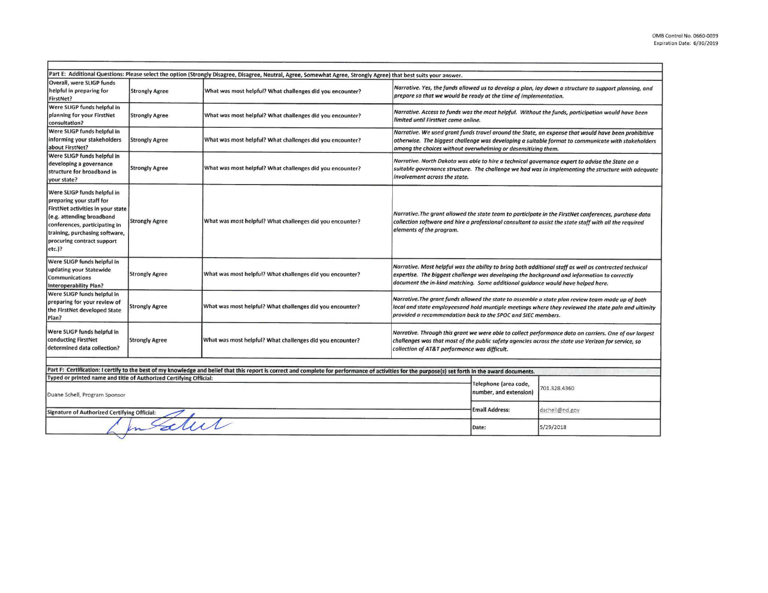OMB Control No. 0660-0039
Expiration Date: 6/30/2019

| Part E: Additional Questions: Please select the option (Strongly Disagree, Disagree, Neutral, Agree, Somewhat Agree, Strongly Agree) that best suits your answer. | | | |
|---|---|---|---|
| Overall, were SLIGP funds helpful in preparing for FirstNet? | Strongly Agree | What was most helpful? What challenges did you encounter? | *Narrative. Yes, the funds allowed us to develop a plan, lay down a structure to support planning, and prepare so that we would be ready at the time of implementation.* |
| Were SLIGP funds helpful in planning for your FirstNet consultation? | Strongly Agree | What was most helpful? What challenges did you encounter? | *Narrative. Access to funds was the most helpful. Without the funds, participation would have been limited until FirstNet came online.* |
| Were SLIGP funds helpful in informing your stakeholders about FirstNet? | Strongly Agree | What was most helpful? What challenges did you encounter? | *Narrative. We used grant funds travel around the State, an expense that would have been prohibitive otherwise. The biggest challenge was developing a suitable format to communicate with stakeholders among the choices without overwhelming or desensitizing them.* |
| Were SLIGP funds helpful in developing a governance structure for broadband in your state? | Strongly Agree | What was most helpful? What challenges did you encounter? | *Narrative. North Dakota was able to hire a technical governance expert to advise the State on a suitable governance structure. The challenge we had was in implementing the structure with adequate involvement across the state.* |
| Were SLIGP funds helpful in preparing your staff for FirstNet activities in your state (e.g. attending broadband conferences, participating in training, purchasing software, procuring contract support etc.)? | Strongly Agree | What was most helpful? What challenges did you encounter? | *Narrative.The grant allowed the state team to participate in the FirstNet conferences, purchase data collection software and hire a professional consultant to assist the state staff with all the required elements of the program.* |
| Were SLIGP funds helpful in updating your Statewide Communications Interoperability Plan? | Strongly Agree | What was most helpful? What challenges did you encounter? | *Narrative. Most helpful was the ability to bring both additional staff as well as contracted technical expertise. The biggest challenge was developing the background and information to correctly document the in-kind matching. Some additional guidance would have helped here.* |
| Were SLIGP funds helpful in preparing for your review of the FirstNet developed State Plan? | Strongly Agree | What was most helpful? What challenges did you encounter? | *Narrative.The grant funds allowed the state to assemble a state plan review team made up of both local and state employeesand hold muntiple meetings where they reviewed the state paln and ultimity provided a recommendation back to the SPOC and SIEC members.* |
| Were SLIGP funds helpful in conducting FirstNet determined data collection? | Strongly Agree | What was most helpful? What challenges did you encounter? | *Narrative. Through this grant we were able to collect performance data on carriers. One of our largest challenges was that most of the public safety agencies across the state use Verizon for service, so collection of AT&T performance was difficult.* |

| Part F: Certification: I certify to the best of my knowledge and belief that this report is correct and complete for performance of activities for the purpose(s) set forth in the award documents. | | |
|---|---|---|
| Typed or printed name and title of Authorized Certifying Official: Duane Schell, Program Sponsor | Telephone (area code, number, and extension) | 701.328.4360 |
| Signature of Authorized Certifying Official: | Email Address: | dschell@nd.gov |
| | Date: | 5/29/2018 |